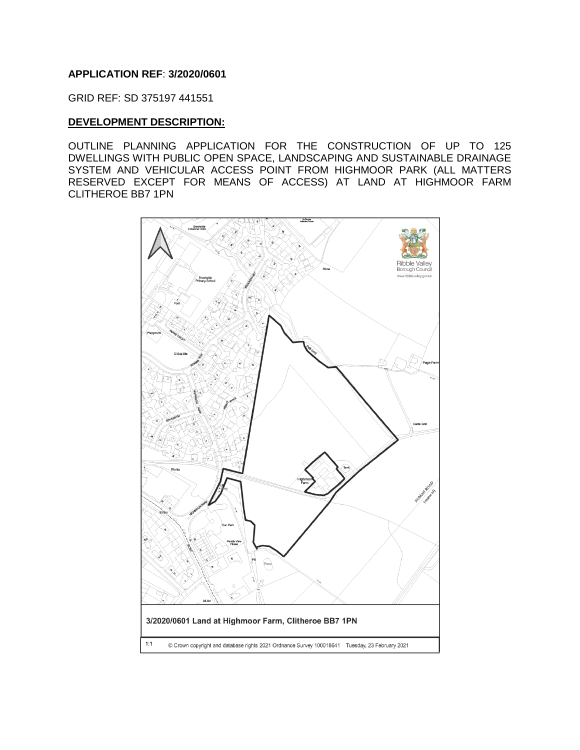**APPLICATION REF**: **3/2020/0601**

GRID REF: SD 375197 441551

**DEVELOPMENT DESCRIPTION:**

OUTLINE PLANNING APPLICATION FOR THE CONSTRUCTION OF UP TO 125 DWELLINGS WITH PUBLIC OPEN SPACE, LANDSCAPING AND SUSTAINABLE DRAINAGE SYSTEM AND VEHICULAR ACCESS POINT FROM HIGHMOOR PARK (ALL MATTERS RESERVED EXCEPT FOR MEANS OF ACCESS) AT LAND AT HIGHMOOR FARM CLITHEROE BB7 1PN

3/2020/0601 Land at Highmoor Farm, Clitheroe BB7 1PN

1:1 © Crown copyright and database rights 2021 Ordnance Survey 100018641 Tuesday, 23 February 2021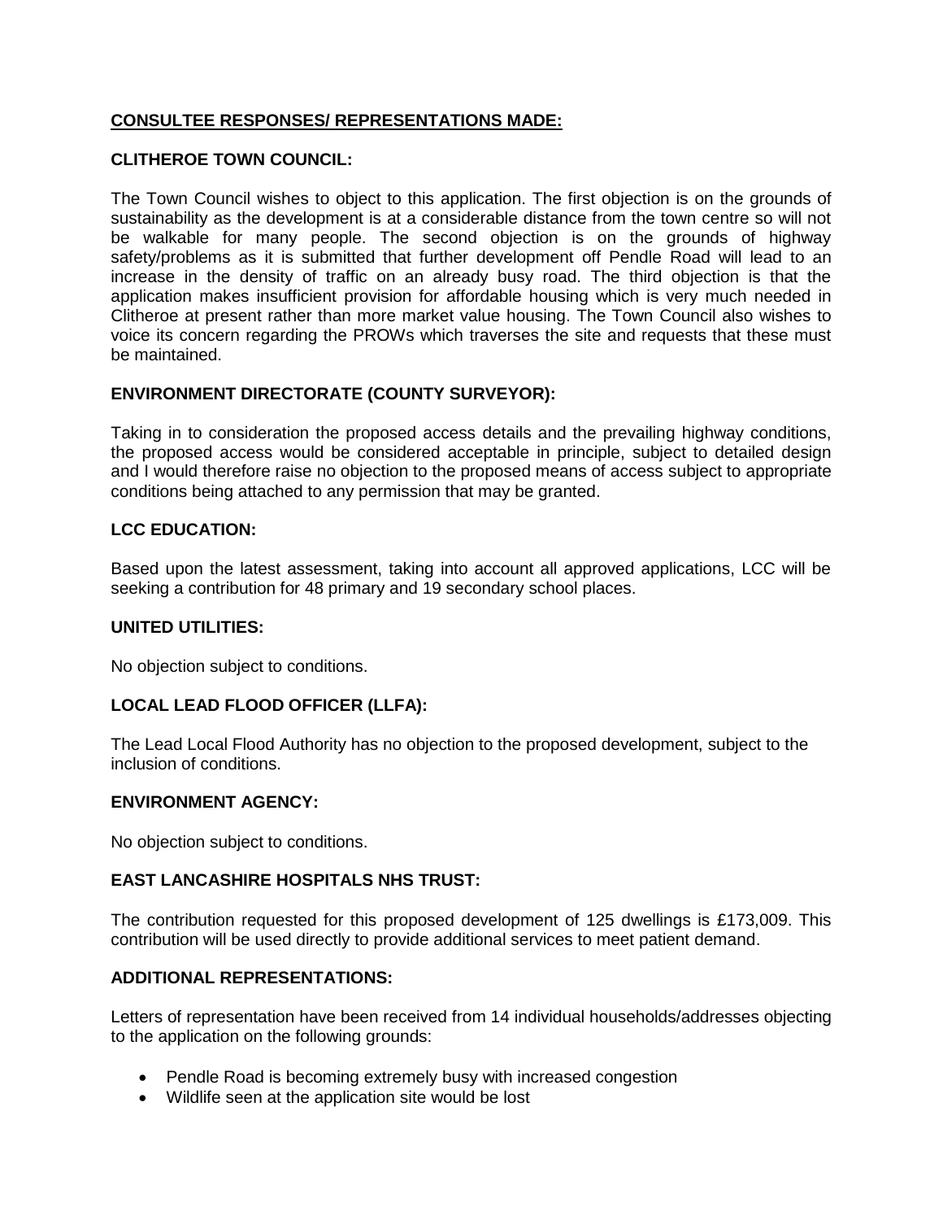## CONSULTEE RESPONSES/ REPRESENTATIONS MADE:

### CLITHEROE TOWN COUNCIL:

The Town Council wishes to object to this application. The first objection is on the grounds of sustainability as the development is at a considerable distance from the town centre so will not be walkable for many people. The second objection is on the grounds of highway safety/problems as it is submitted that further development off Pendle Road will lead to an increase in the density of traffic on an already busy road. The third objection is that the application makes insufficient provision for affordable housing which is very much needed in Clitheroe at present rather than more market value housing. The Town Council also wishes to voice its concern regarding the PROWs which traverses the site and requests that these must be maintained.

### ENVIRONMENT DIRECTORATE (COUNTY SURVEYOR):

Taking in to consideration the proposed access details and the prevailing highway conditions, the proposed access would be considered acceptable in principle, subject to detailed design and I would therefore raise no objection to the proposed means of access subject to appropriate conditions being attached to any permission that may be granted.

### LCC EDUCATION:

Based upon the latest assessment, taking into account all approved applications, LCC will be seeking a contribution for 48 primary and 19 secondary school places.

### UNITED UTILITIES:

No objection subject to conditions.

### LOCAL LEAD FLOOD OFFICER (LLFA):

The Lead Local Flood Authority has no objection to the proposed development, subject to the inclusion of conditions.

### ENVIRONMENT AGENCY:

No objection subject to conditions.

### EAST LANCASHIRE HOSPITALS NHS TRUST:

The contribution requested for this proposed development of 125 dwellings is £173,009. This contribution will be used directly to provide additional services to meet patient demand.

### ADDITIONAL REPRESENTATIONS:

Letters of representation have been received from 14 individual households/addresses objecting to the application on the following grounds:

- Pendle Road is becoming extremely busy with increased congestion
- Wildlife seen at the application site would be lost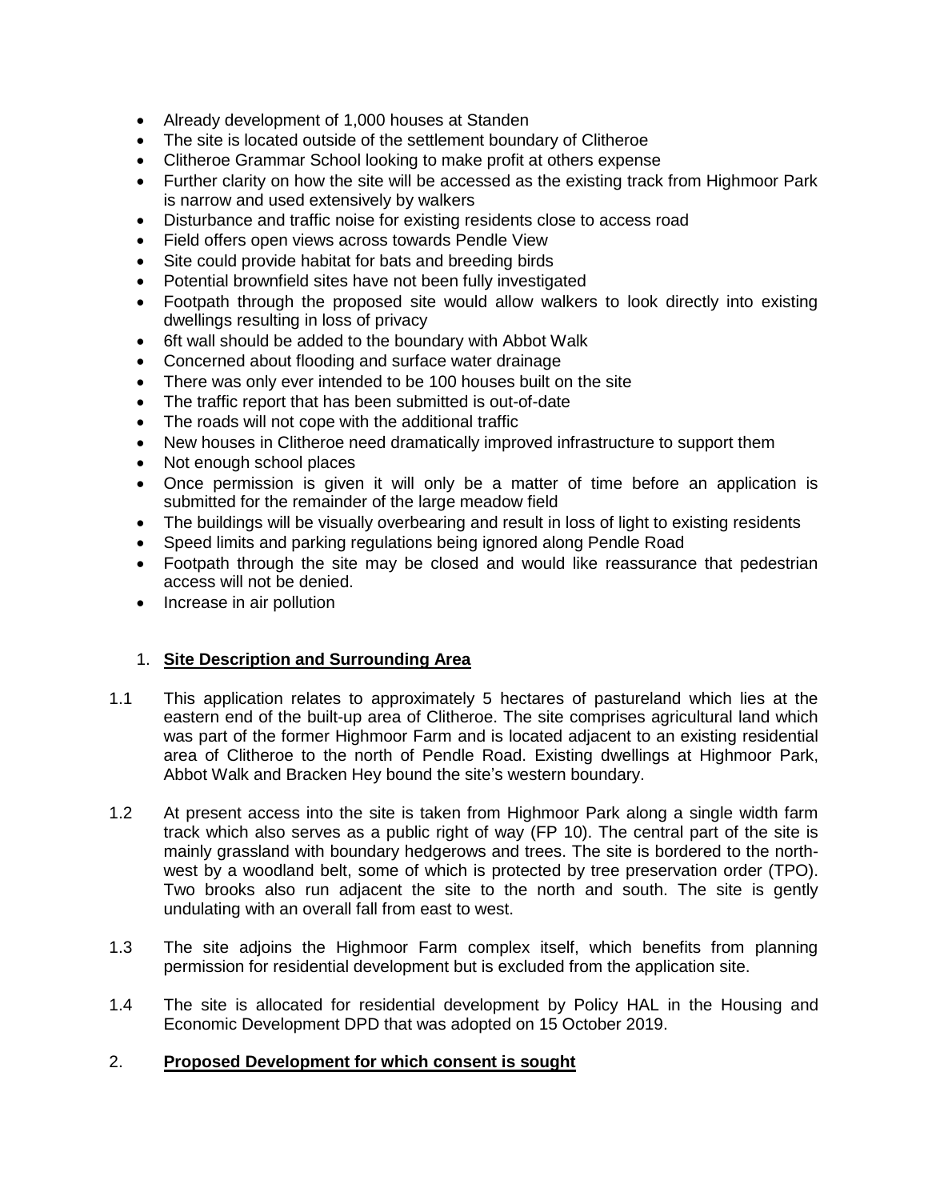- Already development of 1,000 houses at Standen
- The site is located outside of the settlement boundary of Clitheroe
- Clitheroe Grammar School looking to make profit at others expense
- Further clarity on how the site will be accessed as the existing track from Highmoor Park is narrow and used extensively by walkers
- Disturbance and traffic noise for existing residents close to access road
- Field offers open views across towards Pendle View
- Site could provide habitat for bats and breeding birds
- Potential brownfield sites have not been fully investigated
- Footpath through the proposed site would allow walkers to look directly into existing dwellings resulting in loss of privacy
- 6ft wall should be added to the boundary with Abbot Walk
- Concerned about flooding and surface water drainage
- There was only ever intended to be 100 houses built on the site
- The traffic report that has been submitted is out-of-date
- The roads will not cope with the additional traffic
- New houses in Clitheroe need dramatically improved infrastructure to support them
- Not enough school places
- Once permission is given it will only be a matter of time before an application is submitted for the remainder of the large meadow field
- The buildings will be visually overbearing and result in loss of light to existing residents
- Speed limits and parking regulations being ignored along Pendle Road
- Footpath through the site may be closed and would like reassurance that pedestrian access will not be denied.
- Increase in air pollution

## 1. **Site Description and Surrounding Area**

1.1 This application relates to approximately 5 hectares of pastureland which lies at the eastern end of the built-up area of Clitheroe. The site comprises agricultural land which was part of the former Highmoor Farm and is located adjacent to an existing residential area of Clitheroe to the north of Pendle Road. Existing dwellings at Highmoor Park, Abbot Walk and Bracken Hey bound the site's western boundary.

1.2 At present access into the site is taken from Highmoor Park along a single width farm track which also serves as a public right of way (FP 10). The central part of the site is mainly grassland with boundary hedgerows and trees. The site is bordered to the north-west by a woodland belt, some of which is protected by tree preservation order (TPO). Two brooks also run adjacent the site to the north and south. The site is gently undulating with an overall fall from east to west.

1.3 The site adjoins the Highmoor Farm complex itself, which benefits from planning permission for residential development but is excluded from the application site.

1.4 The site is allocated for residential development by Policy HAL in the Housing and Economic Development DPD that was adopted on 15 October 2019.

## 2. **Proposed Development for which consent is sought**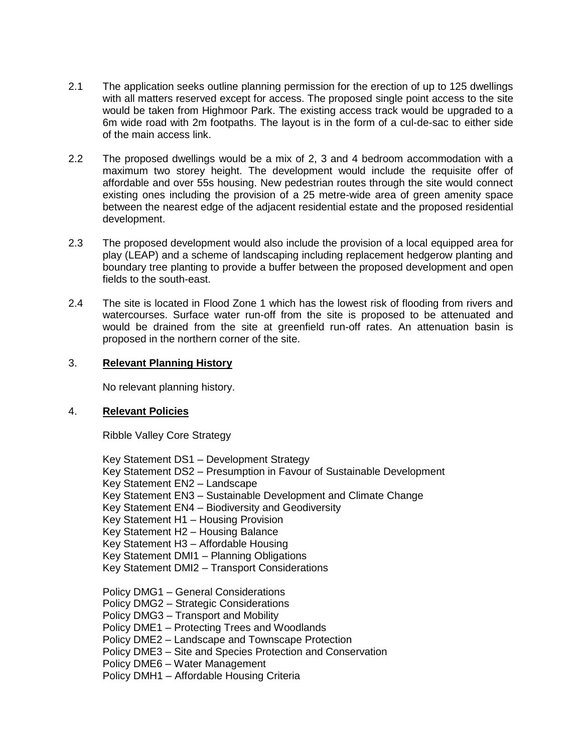2.1 The application seeks outline planning permission for the erection of up to 125 dwellings with all matters reserved except for access. The proposed single point access to the site would be taken from Highmoor Park. The existing access track would be upgraded to a 6m wide road with 2m footpaths. The layout is in the form of a cul-de-sac to either side of the main access link.

2.2 The proposed dwellings would be a mix of 2, 3 and 4 bedroom accommodation with a maximum two storey height. The development would include the requisite offer of affordable and over 55s housing. New pedestrian routes through the site would connect existing ones including the provision of a 25 metre-wide area of green amenity space between the nearest edge of the adjacent residential estate and the proposed residential development.

2.3 The proposed development would also include the provision of a local equipped area for play (LEAP) and a scheme of landscaping including replacement hedgerow planting and boundary tree planting to provide a buffer between the proposed development and open fields to the south-east.

2.4 The site is located in Flood Zone 1 which has the lowest risk of flooding from rivers and watercourses. Surface water run-off from the site is proposed to be attenuated and would be drained from the site at greenfield run-off rates. An attenuation basin is proposed in the northern corner of the site.

## 3. **Relevant Planning History**

No relevant planning history.

## 4. **Relevant Policies**

Ribble Valley Core Strategy

Key Statement DS1 – Development Strategy
Key Statement DS2 – Presumption in Favour of Sustainable Development
Key Statement EN2 – Landscape
Key Statement EN3 – Sustainable Development and Climate Change
Key Statement EN4 – Biodiversity and Geodiversity
Key Statement H1 – Housing Provision
Key Statement H2 – Housing Balance
Key Statement H3 – Affordable Housing
Key Statement DMI1 – Planning Obligations
Key Statement DMI2 – Transport Considerations

Policy DMG1 – General Considerations
Policy DMG2 – Strategic Considerations
Policy DMG3 – Transport and Mobility
Policy DME1 – Protecting Trees and Woodlands
Policy DME2 – Landscape and Townscape Protection
Policy DME3 – Site and Species Protection and Conservation
Policy DME6 – Water Management
Policy DMH1 – Affordable Housing Criteria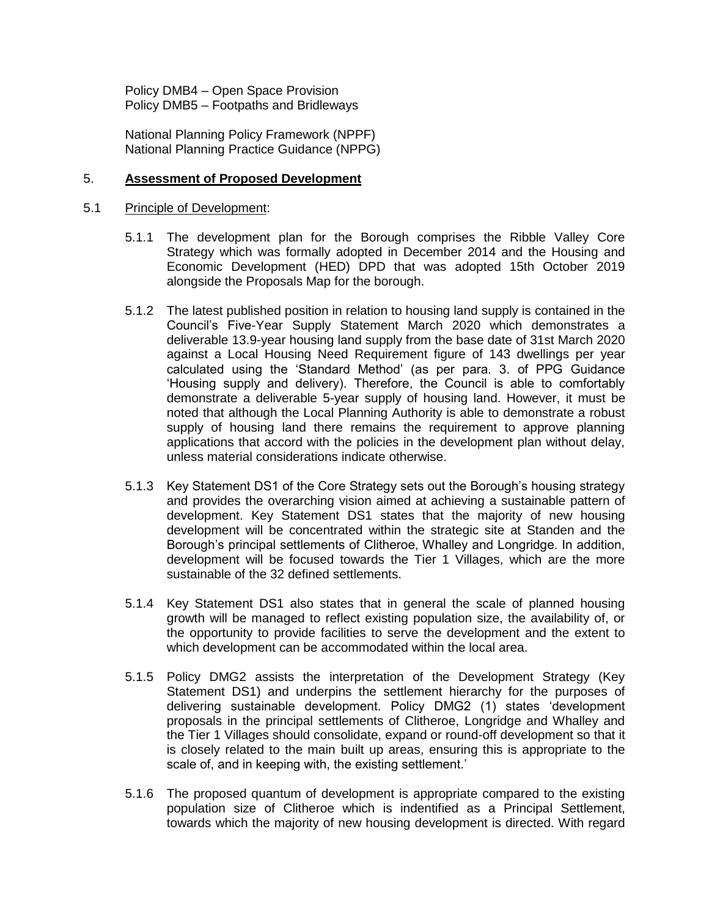Policy DMB4 – Open Space Provision
Policy DMB5 – Footpaths and Bridleways

National Planning Policy Framework (NPPF)
National Planning Practice Guidance (NPPG)

## 5. **Assessment of Proposed Development**

### 5.1 Principle of Development:

5.1.1 The development plan for the Borough comprises the Ribble Valley Core Strategy which was formally adopted in December 2014 and the Housing and Economic Development (HED) DPD that was adopted 15th October 2019 alongside the Proposals Map for the borough.

5.1.2 The latest published position in relation to housing land supply is contained in the Council's Five-Year Supply Statement March 2020 which demonstrates a deliverable 13.9-year housing land supply from the base date of 31st March 2020 against a Local Housing Need Requirement figure of 143 dwellings per year calculated using the 'Standard Method' (as per para. 3. of PPG Guidance 'Housing supply and delivery). Therefore, the Council is able to comfortably demonstrate a deliverable 5-year supply of housing land. However, it must be noted that although the Local Planning Authority is able to demonstrate a robust supply of housing land there remains the requirement to approve planning applications that accord with the policies in the development plan without delay, unless material considerations indicate otherwise.

5.1.3 Key Statement DS1 of the Core Strategy sets out the Borough's housing strategy and provides the overarching vision aimed at achieving a sustainable pattern of development. Key Statement DS1 states that the majority of new housing development will be concentrated within the strategic site at Standen and the Borough's principal settlements of Clitheroe, Whalley and Longridge. In addition, development will be focused towards the Tier 1 Villages, which are the more sustainable of the 32 defined settlements.

5.1.4 Key Statement DS1 also states that in general the scale of planned housing growth will be managed to reflect existing population size, the availability of, or the opportunity to provide facilities to serve the development and the extent to which development can be accommodated within the local area.

5.1.5 Policy DMG2 assists the interpretation of the Development Strategy (Key Statement DS1) and underpins the settlement hierarchy for the purposes of delivering sustainable development. Policy DMG2 (1) states 'development proposals in the principal settlements of Clitheroe, Longridge and Whalley and the Tier 1 Villages should consolidate, expand or round-off development so that it is closely related to the main built up areas, ensuring this is appropriate to the scale of, and in keeping with, the existing settlement.'

5.1.6 The proposed quantum of development is appropriate compared to the existing population size of Clitheroe which is indentified as a Principal Settlement, towards which the majority of new housing development is directed. With regard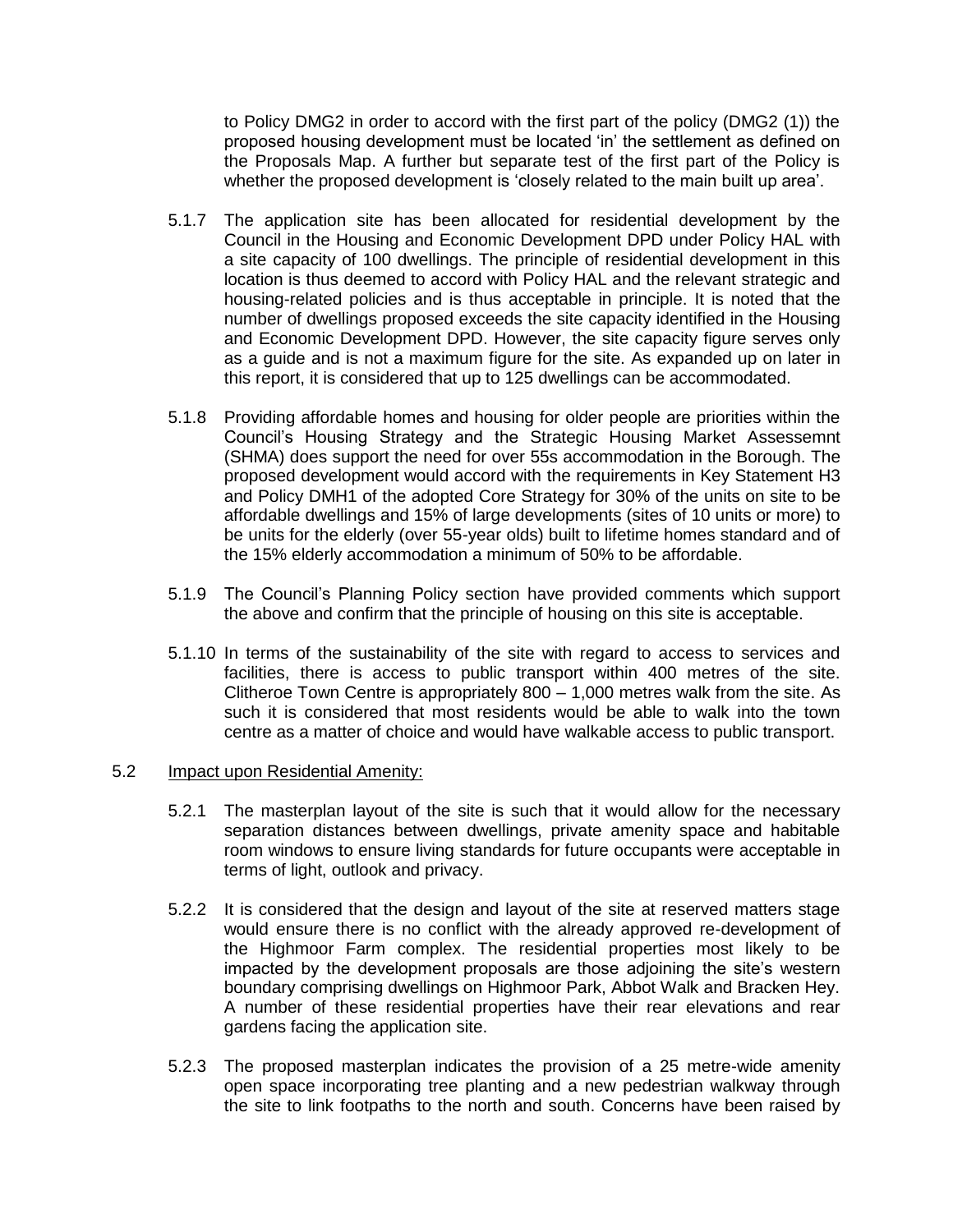to Policy DMG2 in order to accord with the first part of the policy (DMG2 (1)) the proposed housing development must be located 'in' the settlement as defined on the Proposals Map. A further but separate test of the first part of the Policy is whether the proposed development is 'closely related to the main built up area'.

5.1.7 The application site has been allocated for residential development by the Council in the Housing and Economic Development DPD under Policy HAL with a site capacity of 100 dwellings. The principle of residential development in this location is thus deemed to accord with Policy HAL and the relevant strategic and housing-related policies and is thus acceptable in principle. It is noted that the number of dwellings proposed exceeds the site capacity identified in the Housing and Economic Development DPD. However, the site capacity figure serves only as a guide and is not a maximum figure for the site. As expanded up on later in this report, it is considered that up to 125 dwellings can be accommodated.

5.1.8 Providing affordable homes and housing for older people are priorities within the Council's Housing Strategy and the Strategic Housing Market Assessemnt (SHMA) does support the need for over 55s accommodation in the Borough. The proposed development would accord with the requirements in Key Statement H3 and Policy DMH1 of the adopted Core Strategy for 30% of the units on site to be affordable dwellings and 15% of large developments (sites of 10 units or more) to be units for the elderly (over 55-year olds) built to lifetime homes standard and of the 15% elderly accommodation a minimum of 50% to be affordable.

5.1.9 The Council's Planning Policy section have provided comments which support the above and confirm that the principle of housing on this site is acceptable.

5.1.10 In terms of the sustainability of the site with regard to access to services and facilities, there is access to public transport within 400 metres of the site. Clitheroe Town Centre is appropriately 800 – 1,000 metres walk from the site. As such it is considered that most residents would be able to walk into the town centre as a matter of choice and would have walkable access to public transport.

5.2 Impact upon Residential Amenity:

5.2.1 The masterplan layout of the site is such that it would allow for the necessary separation distances between dwellings, private amenity space and habitable room windows to ensure living standards for future occupants were acceptable in terms of light, outlook and privacy.

5.2.2 It is considered that the design and layout of the site at reserved matters stage would ensure there is no conflict with the already approved re-development of the Highmoor Farm complex. The residential properties most likely to be impacted by the development proposals are those adjoining the site's western boundary comprising dwellings on Highmoor Park, Abbot Walk and Bracken Hey. A number of these residential properties have their rear elevations and rear gardens facing the application site.

5.2.3 The proposed masterplan indicates the provision of a 25 metre-wide amenity open space incorporating tree planting and a new pedestrian walkway through the site to link footpaths to the north and south. Concerns have been raised by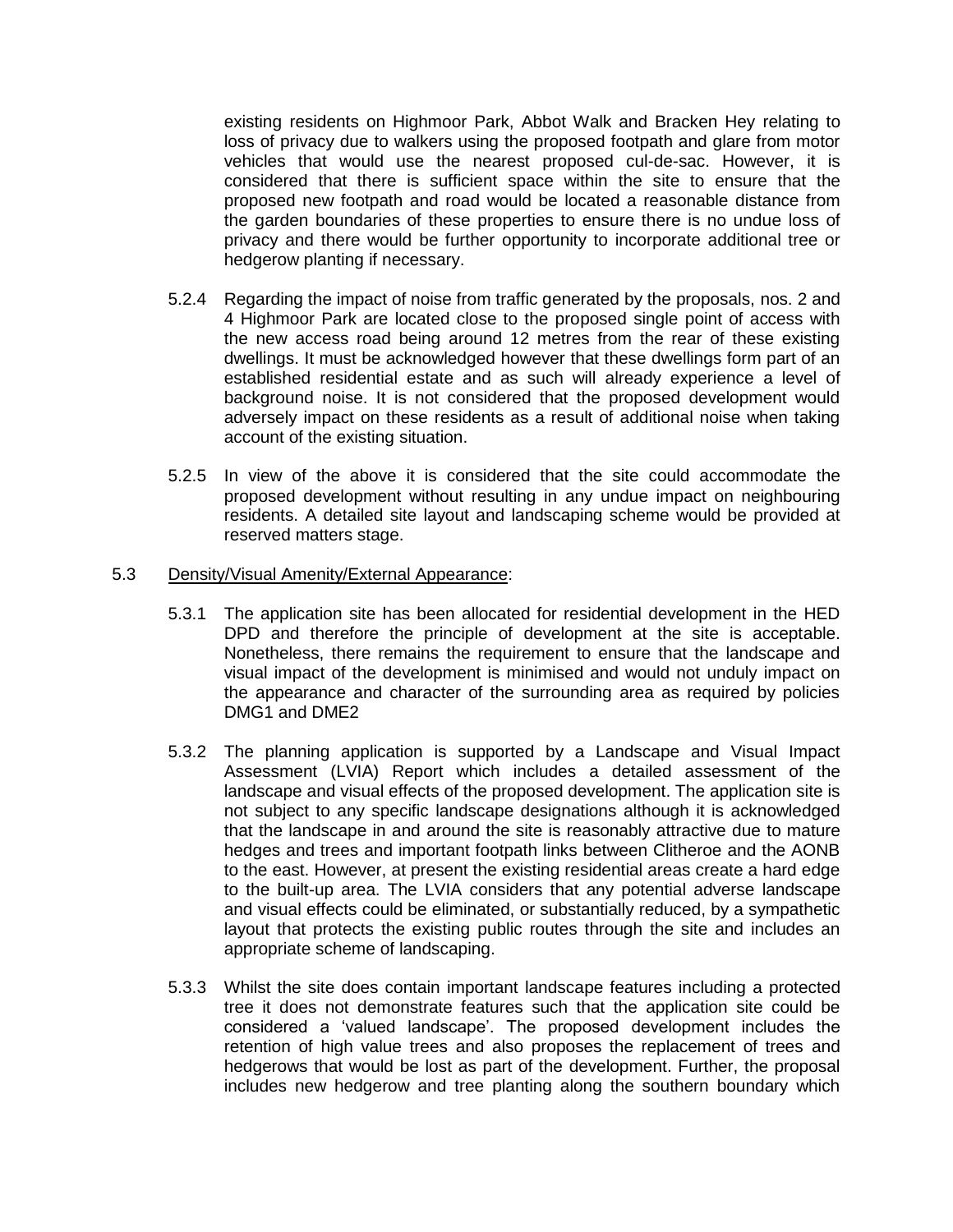existing residents on Highmoor Park, Abbot Walk and Bracken Hey relating to loss of privacy due to walkers using the proposed footpath and glare from motor vehicles that would use the nearest proposed cul-de-sac. However, it is considered that there is sufficient space within the site to ensure that the proposed new footpath and road would be located a reasonable distance from the garden boundaries of these properties to ensure there is no undue loss of privacy and there would be further opportunity to incorporate additional tree or hedgerow planting if necessary.

5.2.4 Regarding the impact of noise from traffic generated by the proposals, nos. 2 and 4 Highmoor Park are located close to the proposed single point of access with the new access road being around 12 metres from the rear of these existing dwellings. It must be acknowledged however that these dwellings form part of an established residential estate and as such will already experience a level of background noise. It is not considered that the proposed development would adversely impact on these residents as a result of additional noise when taking account of the existing situation.

5.2.5 In view of the above it is considered that the site could accommodate the proposed development without resulting in any undue impact on neighbouring residents. A detailed site layout and landscaping scheme would be provided at reserved matters stage.

5.3 Density/Visual Amenity/External Appearance:

5.3.1 The application site has been allocated for residential development in the HED DPD and therefore the principle of development at the site is acceptable. Nonetheless, there remains the requirement to ensure that the landscape and visual impact of the development is minimised and would not unduly impact on the appearance and character of the surrounding area as required by policies DMG1 and DME2

5.3.2 The planning application is supported by a Landscape and Visual Impact Assessment (LVIA) Report which includes a detailed assessment of the landscape and visual effects of the proposed development. The application site is not subject to any specific landscape designations although it is acknowledged that the landscape in and around the site is reasonably attractive due to mature hedges and trees and important footpath links between Clitheroe and the AONB to the east. However, at present the existing residential areas create a hard edge to the built-up area. The LVIA considers that any potential adverse landscape and visual effects could be eliminated, or substantially reduced, by a sympathetic layout that protects the existing public routes through the site and includes an appropriate scheme of landscaping.

5.3.3 Whilst the site does contain important landscape features including a protected tree it does not demonstrate features such that the application site could be considered a 'valued landscape'. The proposed development includes the retention of high value trees and also proposes the replacement of trees and hedgerows that would be lost as part of the development. Further, the proposal includes new hedgerow and tree planting along the southern boundary which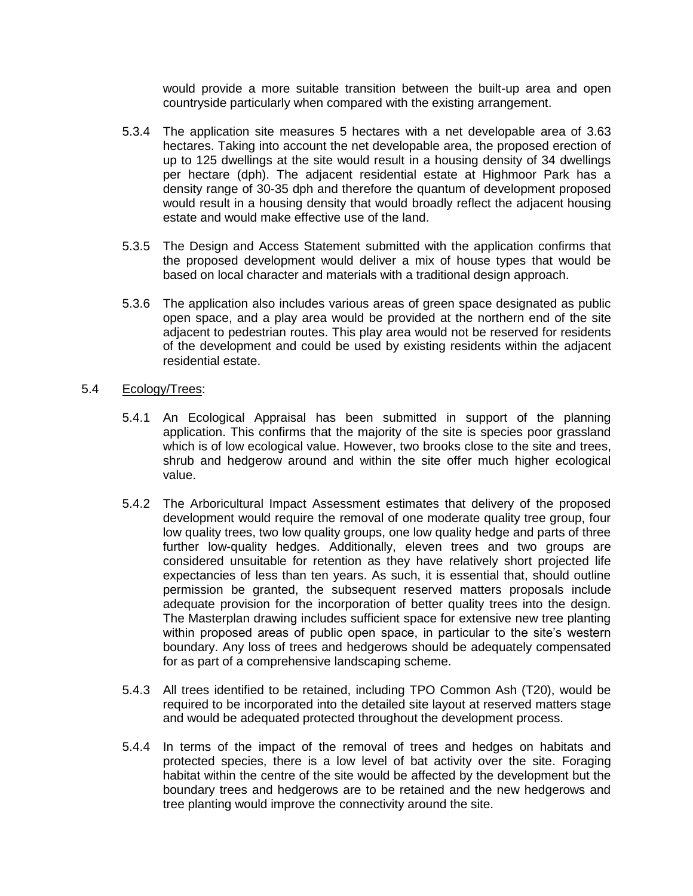would provide a more suitable transition between the built-up area and open countryside particularly when compared with the existing arrangement.

5.3.4 The application site measures 5 hectares with a net developable area of 3.63 hectares. Taking into account the net developable area, the proposed erection of up to 125 dwellings at the site would result in a housing density of 34 dwellings per hectare (dph). The adjacent residential estate at Highmoor Park has a density range of 30-35 dph and therefore the quantum of development proposed would result in a housing density that would broadly reflect the adjacent housing estate and would make effective use of the land.

5.3.5 The Design and Access Statement submitted with the application confirms that the proposed development would deliver a mix of house types that would be based on local character and materials with a traditional design approach.

5.3.6 The application also includes various areas of green space designated as public open space, and a play area would be provided at the northern end of the site adjacent to pedestrian routes. This play area would not be reserved for residents of the development and could be used by existing residents within the adjacent residential estate.

5.4 Ecology/Trees:

5.4.1 An Ecological Appraisal has been submitted in support of the planning application. This confirms that the majority of the site is species poor grassland which is of low ecological value. However, two brooks close to the site and trees, shrub and hedgerow around and within the site offer much higher ecological value.

5.4.2 The Arboricultural Impact Assessment estimates that delivery of the proposed development would require the removal of one moderate quality tree group, four low quality trees, two low quality groups, one low quality hedge and parts of three further low-quality hedges. Additionally, eleven trees and two groups are considered unsuitable for retention as they have relatively short projected life expectancies of less than ten years. As such, it is essential that, should outline permission be granted, the subsequent reserved matters proposals include adequate provision for the incorporation of better quality trees into the design. The Masterplan drawing includes sufficient space for extensive new tree planting within proposed areas of public open space, in particular to the site's western boundary. Any loss of trees and hedgerows should be adequately compensated for as part of a comprehensive landscaping scheme.

5.4.3 All trees identified to be retained, including TPO Common Ash (T20), would be required to be incorporated into the detailed site layout at reserved matters stage and would be adequated protected throughout the development process.

5.4.4 In terms of the impact of the removal of trees and hedges on habitats and protected species, there is a low level of bat activity over the site. Foraging habitat within the centre of the site would be affected by the development but the boundary trees and hedgerows are to be retained and the new hedgerows and tree planting would improve the connectivity around the site.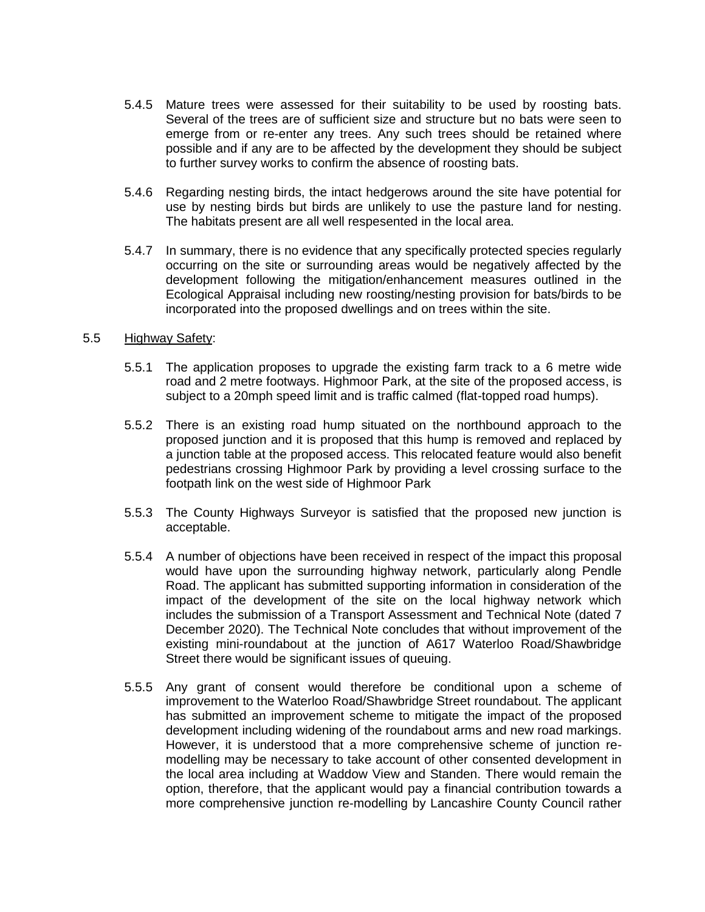5.4.5 Mature trees were assessed for their suitability to be used by roosting bats. Several of the trees are of sufficient size and structure but no bats were seen to emerge from or re-enter any trees. Any such trees should be retained where possible and if any are to be affected by the development they should be subject to further survey works to confirm the absence of roosting bats.

5.4.6 Regarding nesting birds, the intact hedgerows around the site have potential for use by nesting birds but birds are unlikely to use the pasture land for nesting. The habitats present are all well respesented in the local area.

5.4.7 In summary, there is no evidence that any specifically protected species regularly occurring on the site or surrounding areas would be negatively affected by the development following the mitigation/enhancement measures outlined in the Ecological Appraisal including new roosting/nesting provision for bats/birds to be incorporated into the proposed dwellings and on trees within the site.

5.5 Highway Safety:

5.5.1 The application proposes to upgrade the existing farm track to a 6 metre wide road and 2 metre footways. Highmoor Park, at the site of the proposed access, is subject to a 20mph speed limit and is traffic calmed (flat-topped road humps).

5.5.2 There is an existing road hump situated on the northbound approach to the proposed junction and it is proposed that this hump is removed and replaced by a junction table at the proposed access. This relocated feature would also benefit pedestrians crossing Highmoor Park by providing a level crossing surface to the footpath link on the west side of Highmoor Park

5.5.3 The County Highways Surveyor is satisfied that the proposed new junction is acceptable.

5.5.4 A number of objections have been received in respect of the impact this proposal would have upon the surrounding highway network, particularly along Pendle Road. The applicant has submitted supporting information in consideration of the impact of the development of the site on the local highway network which includes the submission of a Transport Assessment and Technical Note (dated 7 December 2020). The Technical Note concludes that without improvement of the existing mini-roundabout at the junction of A617 Waterloo Road/Shawbridge Street there would be significant issues of queuing.

5.5.5 Any grant of consent would therefore be conditional upon a scheme of improvement to the Waterloo Road/Shawbridge Street roundabout. The applicant has submitted an improvement scheme to mitigate the impact of the proposed development including widening of the roundabout arms and new road markings. However, it is understood that a more comprehensive scheme of junction re-modelling may be necessary to take account of other consented development in the local area including at Waddow View and Standen. There would remain the option, therefore, that the applicant would pay a financial contribution towards a more comprehensive junction re-modelling by Lancashire County Council rather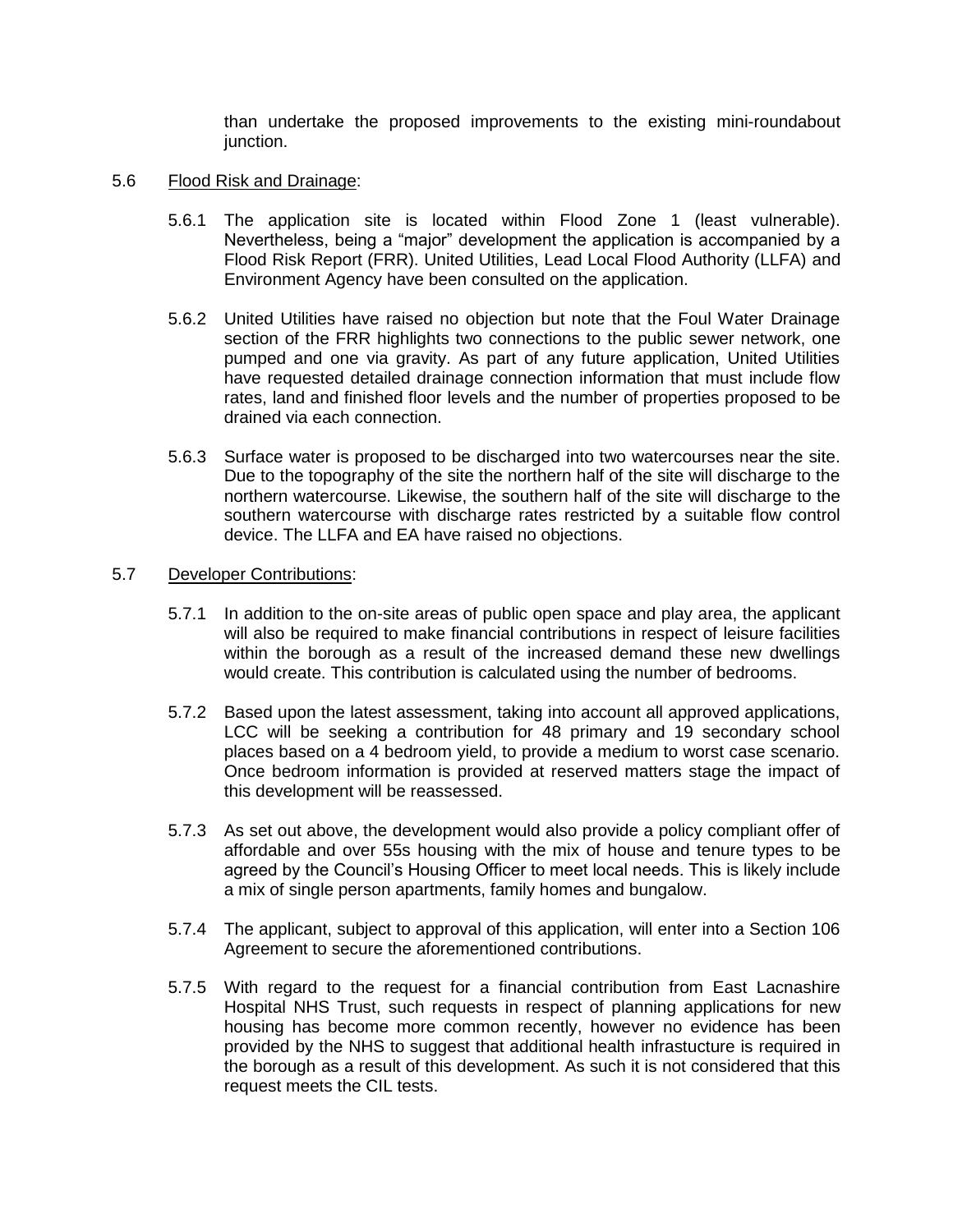than undertake the proposed improvements to the existing mini-roundabout junction.

5.6 Flood Risk and Drainage:

5.6.1 The application site is located within Flood Zone 1 (least vulnerable). Nevertheless, being a "major" development the application is accompanied by a Flood Risk Report (FRR). United Utilities, Lead Local Flood Authority (LLFA) and Environment Agency have been consulted on the application.

5.6.2 United Utilities have raised no objection but note that the Foul Water Drainage section of the FRR highlights two connections to the public sewer network, one pumped and one via gravity. As part of any future application, United Utilities have requested detailed drainage connection information that must include flow rates, land and finished floor levels and the number of properties proposed to be drained via each connection.

5.6.3 Surface water is proposed to be discharged into two watercourses near the site. Due to the topography of the site the northern half of the site will discharge to the northern watercourse. Likewise, the southern half of the site will discharge to the southern watercourse with discharge rates restricted by a suitable flow control device. The LLFA and EA have raised no objections.

5.7 Developer Contributions:

5.7.1 In addition to the on-site areas of public open space and play area, the applicant will also be required to make financial contributions in respect of leisure facilities within the borough as a result of the increased demand these new dwellings would create. This contribution is calculated using the number of bedrooms.

5.7.2 Based upon the latest assessment, taking into account all approved applications, LCC will be seeking a contribution for 48 primary and 19 secondary school places based on a 4 bedroom yield, to provide a medium to worst case scenario. Once bedroom information is provided at reserved matters stage the impact of this development will be reassessed.

5.7.3 As set out above, the development would also provide a policy compliant offer of affordable and over 55s housing with the mix of house and tenure types to be agreed by the Council's Housing Officer to meet local needs. This is likely include a mix of single person apartments, family homes and bungalow.

5.7.4 The applicant, subject to approval of this application, will enter into a Section 106 Agreement to secure the aforementioned contributions.

5.7.5 With regard to the request for a financial contribution from East Lacnashire Hospital NHS Trust, such requests in respect of planning applications for new housing has become more common recently, however no evidence has been provided by the NHS to suggest that additional health infrastucture is required in the borough as a result of this development. As such it is not considered that this request meets the CIL tests.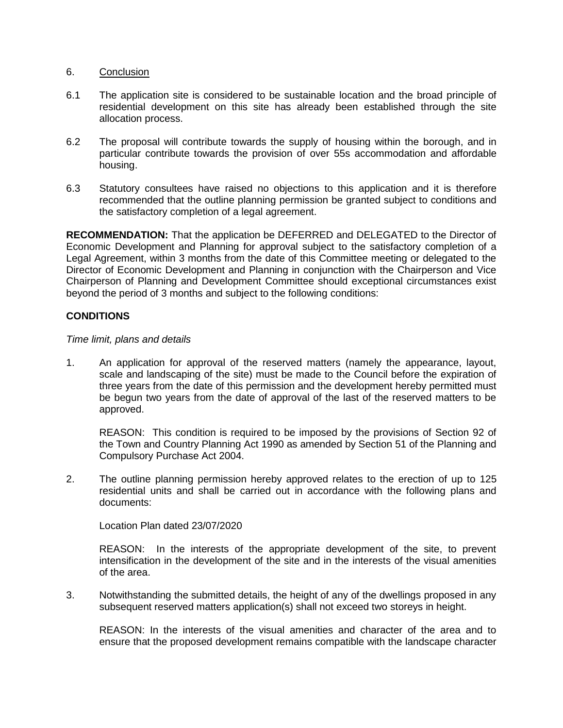## 6. Conclusion

6.1 The application site is considered to be sustainable location and the broad principle of residential development on this site has already been established through the site allocation process.

6.2 The proposal will contribute towards the supply of housing within the borough, and in particular contribute towards the provision of over 55s accommodation and affordable housing.

6.3 Statutory consultees have raised no objections to this application and it is therefore recommended that the outline planning permission be granted subject to conditions and the satisfactory completion of a legal agreement.

**RECOMMENDATION:** That the application be DEFERRED and DELEGATED to the Director of Economic Development and Planning for approval subject to the satisfactory completion of a Legal Agreement, within 3 months from the date of this Committee meeting or delegated to the Director of Economic Development and Planning in conjunction with the Chairperson and Vice Chairperson of Planning and Development Committee should exceptional circumstances exist beyond the period of 3 months and subject to the following conditions:

**CONDITIONS**

*Time limit, plans and details*

1. An application for approval of the reserved matters (namely the appearance, layout, scale and landscaping of the site) must be made to the Council before the expiration of three years from the date of this permission and the development hereby permitted must be begun two years from the date of approval of the last of the reserved matters to be approved.

   REASON: This condition is required to be imposed by the provisions of Section 92 of the Town and Country Planning Act 1990 as amended by Section 51 of the Planning and Compulsory Purchase Act 2004.

2. The outline planning permission hereby approved relates to the erection of up to 125 residential units and shall be carried out in accordance with the following plans and documents:

   Location Plan dated 23/07/2020

   REASON: In the interests of the appropriate development of the site, to prevent intensification in the development of the site and in the interests of the visual amenities of the area.

3. Notwithstanding the submitted details, the height of any of the dwellings proposed in any subsequent reserved matters application(s) shall not exceed two storeys in height.

   REASON: In the interests of the visual amenities and character of the area and to ensure that the proposed development remains compatible with the landscape character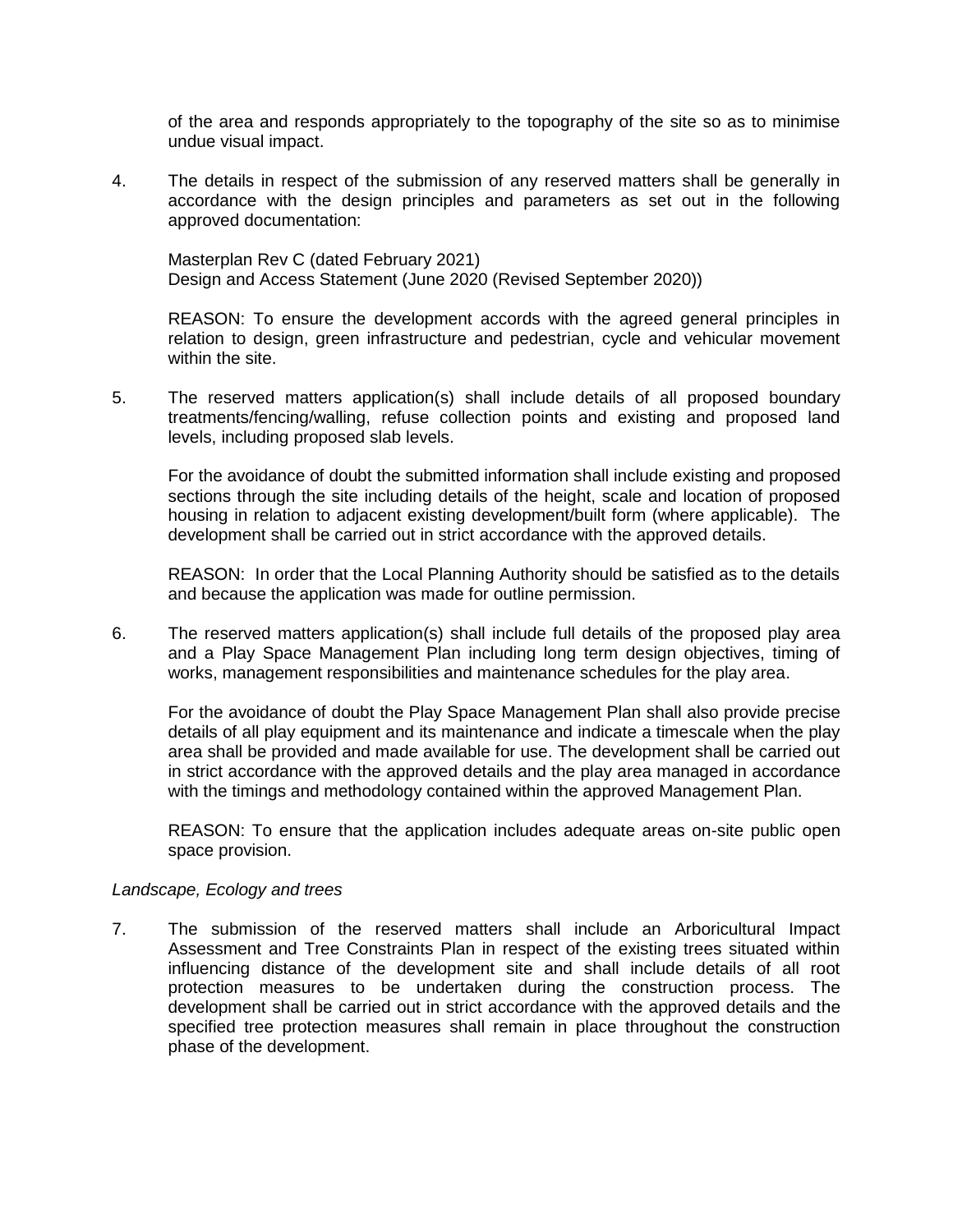of the area and responds appropriately to the topography of the site so as to minimise undue visual impact.

4. The details in respect of the submission of any reserved matters shall be generally in accordance with the design principles and parameters as set out in the following approved documentation:

   Masterplan Rev C (dated February 2021)
   Design and Access Statement (June 2020 (Revised September 2020))

   REASON: To ensure the development accords with the agreed general principles in relation to design, green infrastructure and pedestrian, cycle and vehicular movement within the site.

5. The reserved matters application(s) shall include details of all proposed boundary treatments/fencing/walling, refuse collection points and existing and proposed land levels, including proposed slab levels.

   For the avoidance of doubt the submitted information shall include existing and proposed sections through the site including details of the height, scale and location of proposed housing in relation to adjacent existing development/built form (where applicable). The development shall be carried out in strict accordance with the approved details.

   REASON: In order that the Local Planning Authority should be satisfied as to the details and because the application was made for outline permission.

6. The reserved matters application(s) shall include full details of the proposed play area and a Play Space Management Plan including long term design objectives, timing of works, management responsibilities and maintenance schedules for the play area.

   For the avoidance of doubt the Play Space Management Plan shall also provide precise details of all play equipment and its maintenance and indicate a timescale when the play area shall be provided and made available for use. The development shall be carried out in strict accordance with the approved details and the play area managed in accordance with the timings and methodology contained within the approved Management Plan.

   REASON: To ensure that the application includes adequate areas on-site public open space provision.

*Landscape, Ecology and trees*

7. The submission of the reserved matters shall include an Arboricultural Impact Assessment and Tree Constraints Plan in respect of the existing trees situated within influencing distance of the development site and shall include details of all root protection measures to be undertaken during the construction process. The development shall be carried out in strict accordance with the approved details and the specified tree protection measures shall remain in place throughout the construction phase of the development.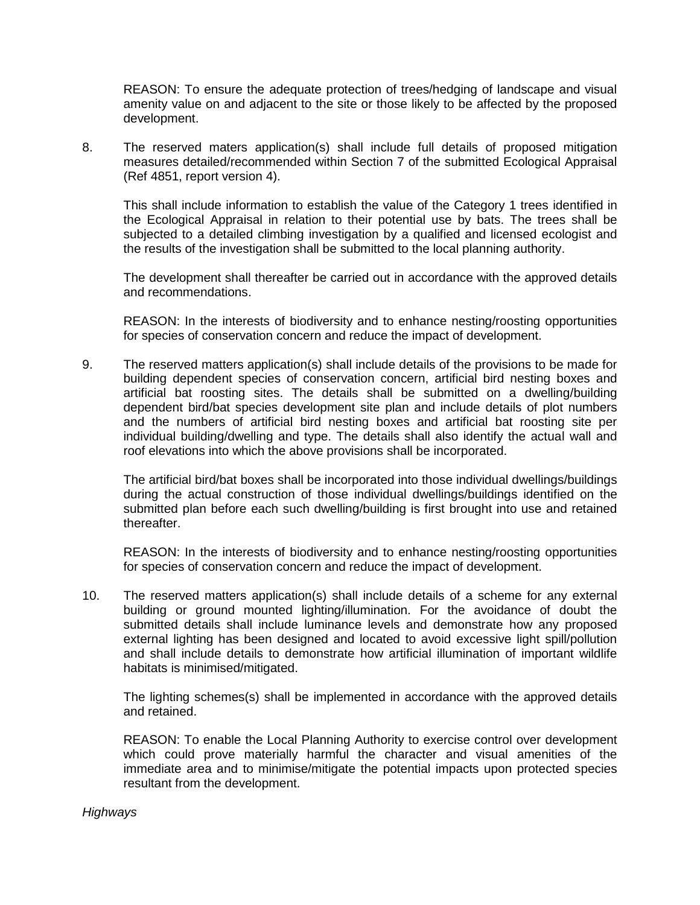REASON: To ensure the adequate protection of trees/hedging of landscape and visual amenity value on and adjacent to the site or those likely to be affected by the proposed development.

8. The reserved maters application(s) shall include full details of proposed mitigation measures detailed/recommended within Section 7 of the submitted Ecological Appraisal (Ref 4851, report version 4).

   This shall include information to establish the value of the Category 1 trees identified in the Ecological Appraisal in relation to their potential use by bats. The trees shall be subjected to a detailed climbing investigation by a qualified and licensed ecologist and the results of the investigation shall be submitted to the local planning authority.

   The development shall thereafter be carried out in accordance with the approved details and recommendations.

   REASON: In the interests of biodiversity and to enhance nesting/roosting opportunities for species of conservation concern and reduce the impact of development.

9. The reserved matters application(s) shall include details of the provisions to be made for building dependent species of conservation concern, artificial bird nesting boxes and artificial bat roosting sites. The details shall be submitted on a dwelling/building dependent bird/bat species development site plan and include details of plot numbers and the numbers of artificial bird nesting boxes and artificial bat roosting site per individual building/dwelling and type. The details shall also identify the actual wall and roof elevations into which the above provisions shall be incorporated.

   The artificial bird/bat boxes shall be incorporated into those individual dwellings/buildings during the actual construction of those individual dwellings/buildings identified on the submitted plan before each such dwelling/building is first brought into use and retained thereafter.

   REASON: In the interests of biodiversity and to enhance nesting/roosting opportunities for species of conservation concern and reduce the impact of development.

10. The reserved matters application(s) shall include details of a scheme for any external building or ground mounted lighting/illumination. For the avoidance of doubt the submitted details shall include luminance levels and demonstrate how any proposed external lighting has been designed and located to avoid excessive light spill/pollution and shall include details to demonstrate how artificial illumination of important wildlife habitats is minimised/mitigated.

    The lighting schemes(s) shall be implemented in accordance with the approved details and retained.

    REASON: To enable the Local Planning Authority to exercise control over development which could prove materially harmful the character and visual amenities of the immediate area and to minimise/mitigate the potential impacts upon protected species resultant from the development.

*Highways*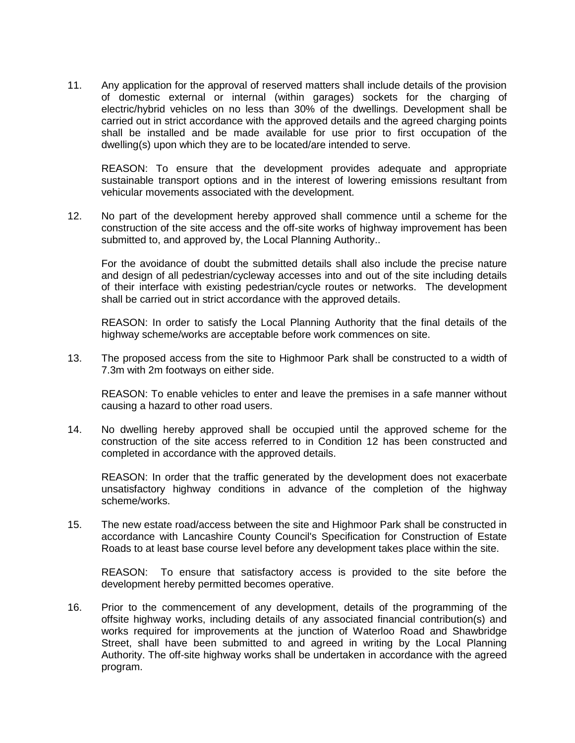11. Any application for the approval of reserved matters shall include details of the provision of domestic external or internal (within garages) sockets for the charging of electric/hybrid vehicles on no less than 30% of the dwellings. Development shall be carried out in strict accordance with the approved details and the agreed charging points shall be installed and be made available for use prior to first occupation of the dwelling(s) upon which they are to be located/are intended to serve.

    REASON: To ensure that the development provides adequate and appropriate sustainable transport options and in the interest of lowering emissions resultant from vehicular movements associated with the development.

12. No part of the development hereby approved shall commence until a scheme for the construction of the site access and the off-site works of highway improvement has been submitted to, and approved by, the Local Planning Authority..

    For the avoidance of doubt the submitted details shall also include the precise nature and design of all pedestrian/cycleway accesses into and out of the site including details of their interface with existing pedestrian/cycle routes or networks. The development shall be carried out in strict accordance with the approved details.

    REASON: In order to satisfy the Local Planning Authority that the final details of the highway scheme/works are acceptable before work commences on site.

13. The proposed access from the site to Highmoor Park shall be constructed to a width of 7.3m with 2m footways on either side.

    REASON: To enable vehicles to enter and leave the premises in a safe manner without causing a hazard to other road users.

14. No dwelling hereby approved shall be occupied until the approved scheme for the construction of the site access referred to in Condition 12 has been constructed and completed in accordance with the approved details.

    REASON: In order that the traffic generated by the development does not exacerbate unsatisfactory highway conditions in advance of the completion of the highway scheme/works.

15. The new estate road/access between the site and Highmoor Park shall be constructed in accordance with Lancashire County Council's Specification for Construction of Estate Roads to at least base course level before any development takes place within the site.

    REASON: To ensure that satisfactory access is provided to the site before the development hereby permitted becomes operative.

16. Prior to the commencement of any development, details of the programming of the offsite highway works, including details of any associated financial contribution(s) and works required for improvements at the junction of Waterloo Road and Shawbridge Street, shall have been submitted to and agreed in writing by the Local Planning Authority. The off-site highway works shall be undertaken in accordance with the agreed program.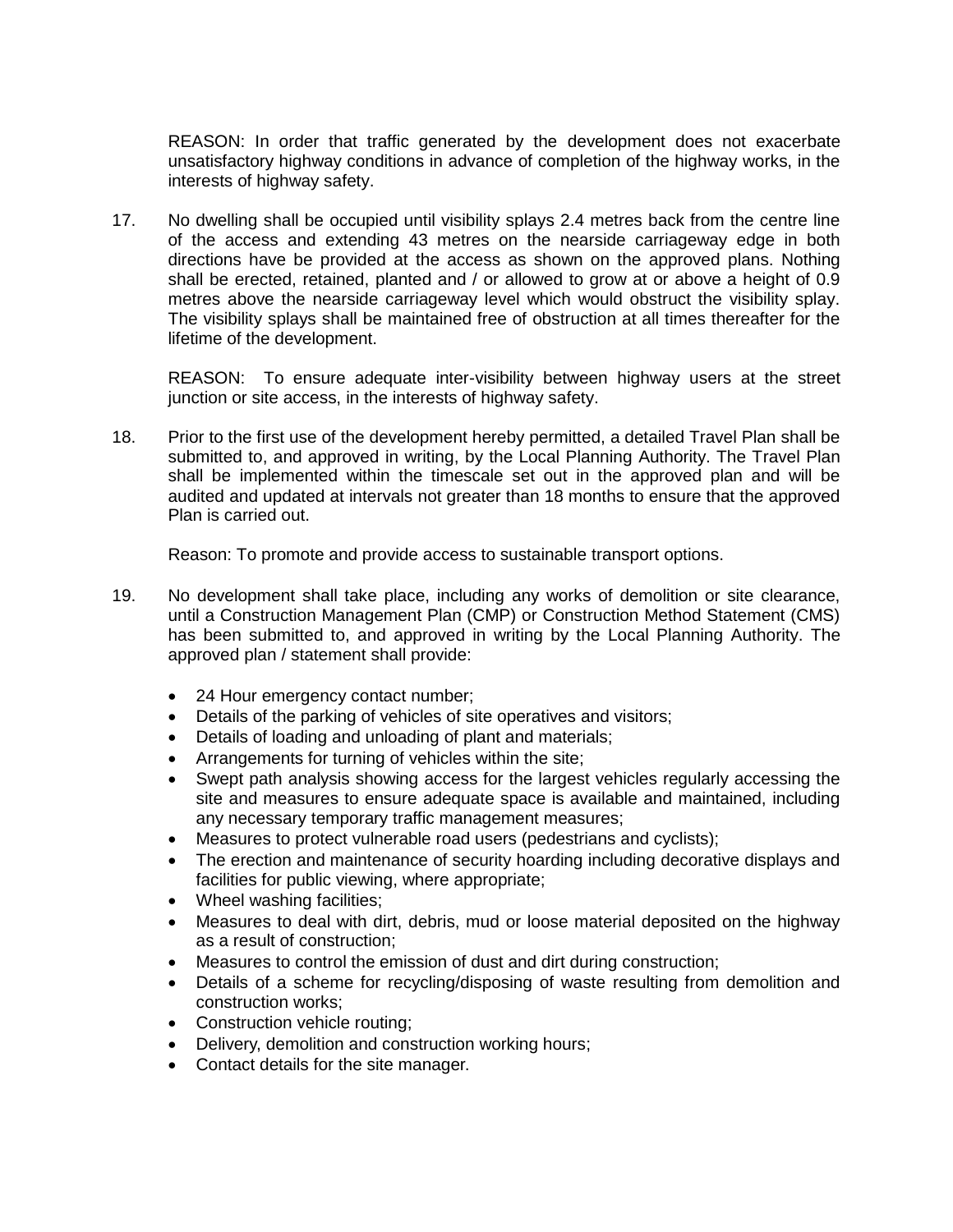REASON: In order that traffic generated by the development does not exacerbate unsatisfactory highway conditions in advance of completion of the highway works, in the interests of highway safety.

17. No dwelling shall be occupied until visibility splays 2.4 metres back from the centre line of the access and extending 43 metres on the nearside carriageway edge in both directions have be provided at the access as shown on the approved plans. Nothing shall be erected, retained, planted and / or allowed to grow at or above a height of 0.9 metres above the nearside carriageway level which would obstruct the visibility splay. The visibility splays shall be maintained free of obstruction at all times thereafter for the lifetime of the development.

    REASON: To ensure adequate inter-visibility between highway users at the street junction or site access, in the interests of highway safety.

18. Prior to the first use of the development hereby permitted, a detailed Travel Plan shall be submitted to, and approved in writing, by the Local Planning Authority. The Travel Plan shall be implemented within the timescale set out in the approved plan and will be audited and updated at intervals not greater than 18 months to ensure that the approved Plan is carried out.

    Reason: To promote and provide access to sustainable transport options.

19. No development shall take place, including any works of demolition or site clearance, until a Construction Management Plan (CMP) or Construction Method Statement (CMS) has been submitted to, and approved in writing by the Local Planning Authority. The approved plan / statement shall provide:

    - 24 Hour emergency contact number;
    - Details of the parking of vehicles of site operatives and visitors;
    - Details of loading and unloading of plant and materials;
    - Arrangements for turning of vehicles within the site;
    - Swept path analysis showing access for the largest vehicles regularly accessing the site and measures to ensure adequate space is available and maintained, including any necessary temporary traffic management measures;
    - Measures to protect vulnerable road users (pedestrians and cyclists);
    - The erection and maintenance of security hoarding including decorative displays and facilities for public viewing, where appropriate;
    - Wheel washing facilities;
    - Measures to deal with dirt, debris, mud or loose material deposited on the highway as a result of construction;
    - Measures to control the emission of dust and dirt during construction;
    - Details of a scheme for recycling/disposing of waste resulting from demolition and construction works;
    - Construction vehicle routing;
    - Delivery, demolition and construction working hours;
    - Contact details for the site manager.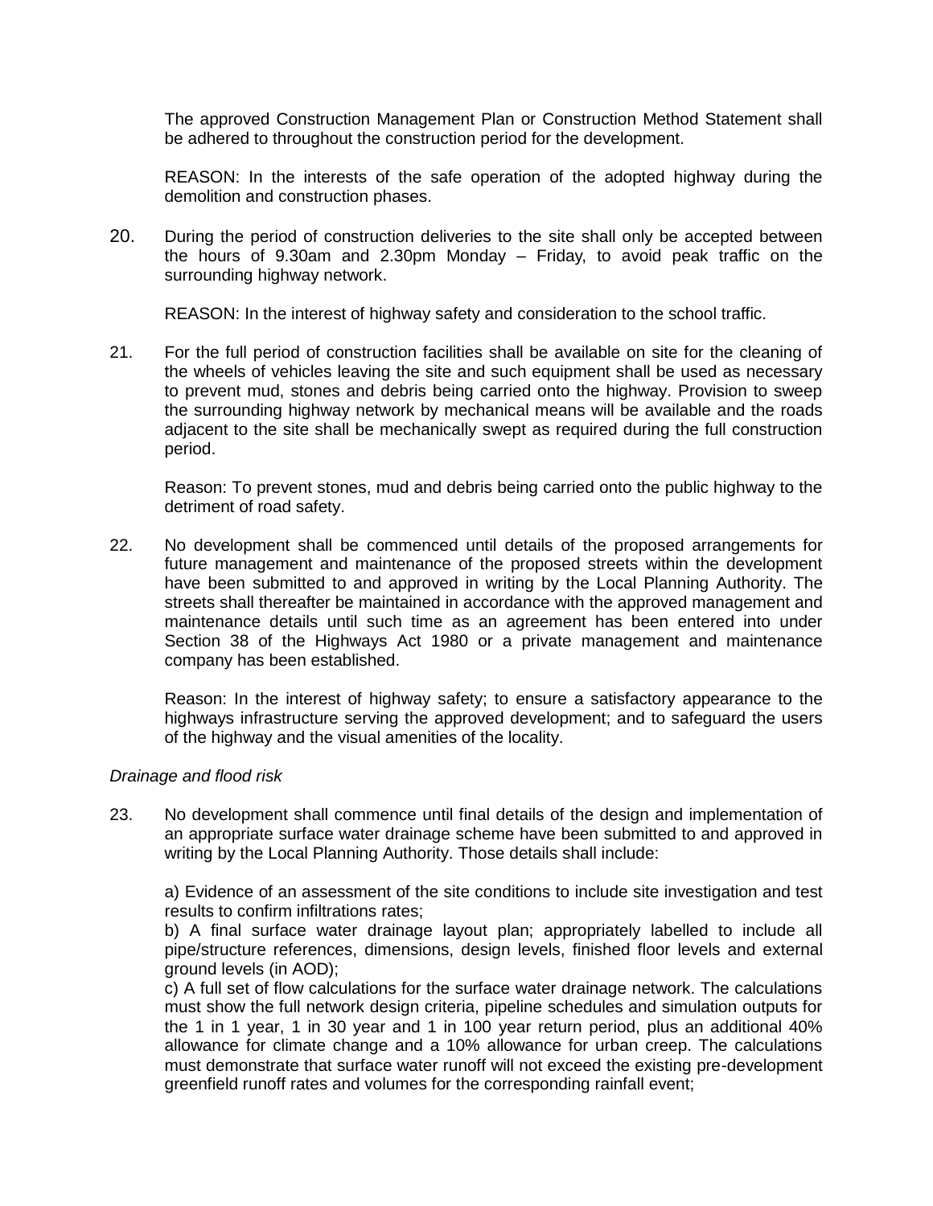The approved Construction Management Plan or Construction Method Statement shall be adhered to throughout the construction period for the development.

REASON: In the interests of the safe operation of the adopted highway during the demolition and construction phases.

20. During the period of construction deliveries to the site shall only be accepted between the hours of 9.30am and 2.30pm Monday – Friday, to avoid peak traffic on the surrounding highway network.

    REASON: In the interest of highway safety and consideration to the school traffic.

21. For the full period of construction facilities shall be available on site for the cleaning of the wheels of vehicles leaving the site and such equipment shall be used as necessary to prevent mud, stones and debris being carried onto the highway. Provision to sweep the surrounding highway network by mechanical means will be available and the roads adjacent to the site shall be mechanically swept as required during the full construction period.

    Reason: To prevent stones, mud and debris being carried onto the public highway to the detriment of road safety.

22. No development shall be commenced until details of the proposed arrangements for future management and maintenance of the proposed streets within the development have been submitted to and approved in writing by the Local Planning Authority. The streets shall thereafter be maintained in accordance with the approved management and maintenance details until such time as an agreement has been entered into under Section 38 of the Highways Act 1980 or a private management and maintenance company has been established.

    Reason: In the interest of highway safety; to ensure a satisfactory appearance to the highways infrastructure serving the approved development; and to safeguard the users of the highway and the visual amenities of the locality.

*Drainage and flood risk*

23. No development shall commence until final details of the design and implementation of an appropriate surface water drainage scheme have been submitted to and approved in writing by the Local Planning Authority. Those details shall include:

    a) Evidence of an assessment of the site conditions to include site investigation and test results to confirm infiltrations rates;
    b) A final surface water drainage layout plan; appropriately labelled to include all pipe/structure references, dimensions, design levels, finished floor levels and external ground levels (in AOD);
    c) A full set of flow calculations for the surface water drainage network. The calculations must show the full network design criteria, pipeline schedules and simulation outputs for the 1 in 1 year, 1 in 30 year and 1 in 100 year return period, plus an additional 40% allowance for climate change and a 10% allowance for urban creep. The calculations must demonstrate that surface water runoff will not exceed the existing pre-development greenfield runoff rates and volumes for the corresponding rainfall event;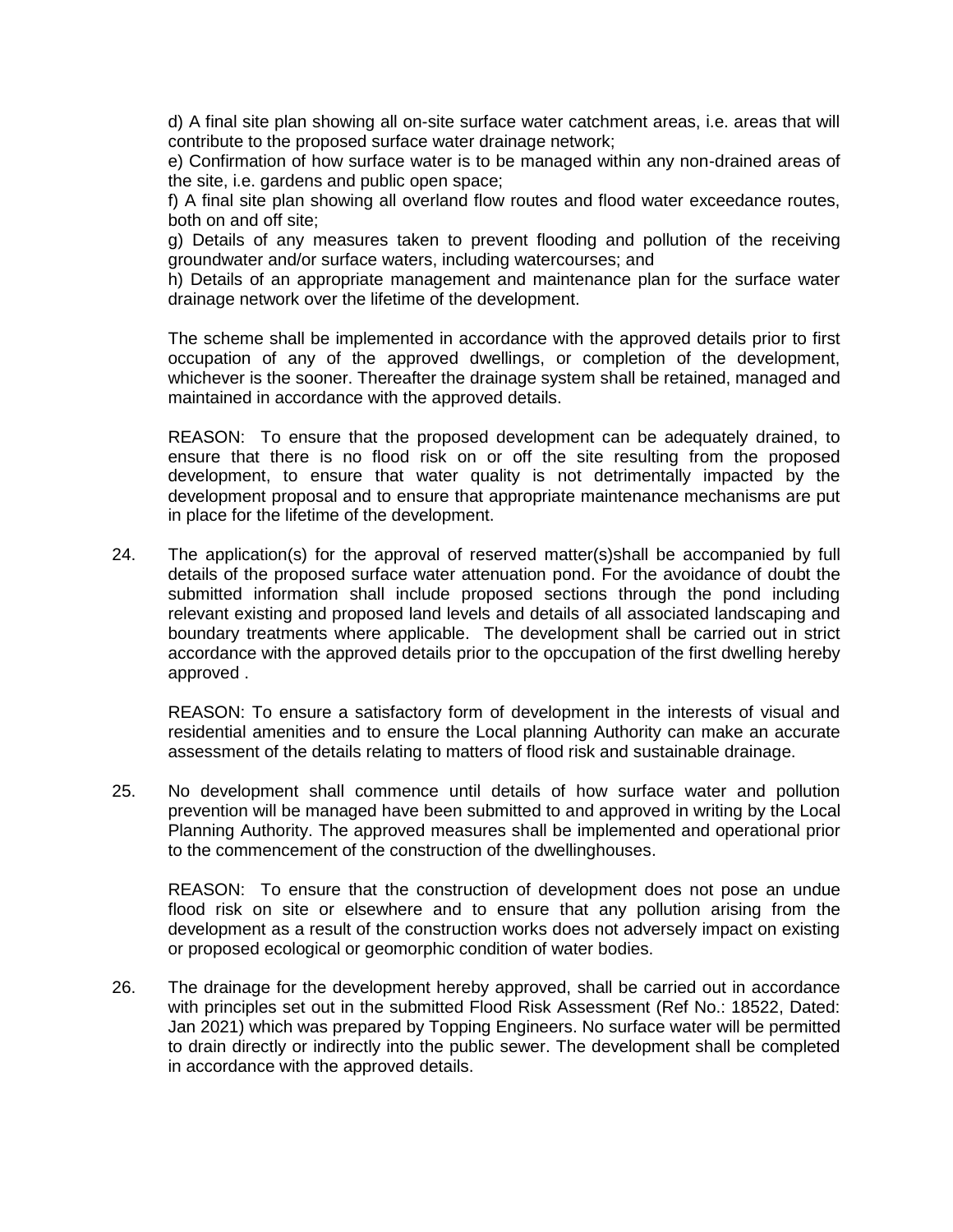d) A final site plan showing all on-site surface water catchment areas, i.e. areas that will contribute to the proposed surface water drainage network;

e) Confirmation of how surface water is to be managed within any non-drained areas of the site, i.e. gardens and public open space;

f) A final site plan showing all overland flow routes and flood water exceedance routes, both on and off site;

g) Details of any measures taken to prevent flooding and pollution of the receiving groundwater and/or surface waters, including watercourses; and

h) Details of an appropriate management and maintenance plan for the surface water drainage network over the lifetime of the development.

The scheme shall be implemented in accordance with the approved details prior to first occupation of any of the approved dwellings, or completion of the development, whichever is the sooner. Thereafter the drainage system shall be retained, managed and maintained in accordance with the approved details.

REASON: To ensure that the proposed development can be adequately drained, to ensure that there is no flood risk on or off the site resulting from the proposed development, to ensure that water quality is not detrimentally impacted by the development proposal and to ensure that appropriate maintenance mechanisms are put in place for the lifetime of the development.

24. The application(s) for the approval of reserved matter(s)shall be accompanied by full details of the proposed surface water attenuation pond. For the avoidance of doubt the submitted information shall include proposed sections through the pond including relevant existing and proposed land levels and details of all associated landscaping and boundary treatments where applicable. The development shall be carried out in strict accordance with the approved details prior to the opccupation of the first dwelling hereby approved .

    REASON: To ensure a satisfactory form of development in the interests of visual and residential amenities and to ensure the Local planning Authority can make an accurate assessment of the details relating to matters of flood risk and sustainable drainage.

25. No development shall commence until details of how surface water and pollution prevention will be managed have been submitted to and approved in writing by the Local Planning Authority. The approved measures shall be implemented and operational prior to the commencement of the construction of the dwellinghouses.

    REASON: To ensure that the construction of development does not pose an undue flood risk on site or elsewhere and to ensure that any pollution arising from the development as a result of the construction works does not adversely impact on existing or proposed ecological or geomorphic condition of water bodies.

26. The drainage for the development hereby approved, shall be carried out in accordance with principles set out in the submitted Flood Risk Assessment (Ref No.: 18522, Dated: Jan 2021) which was prepared by Topping Engineers. No surface water will be permitted to drain directly or indirectly into the public sewer. The development shall be completed in accordance with the approved details.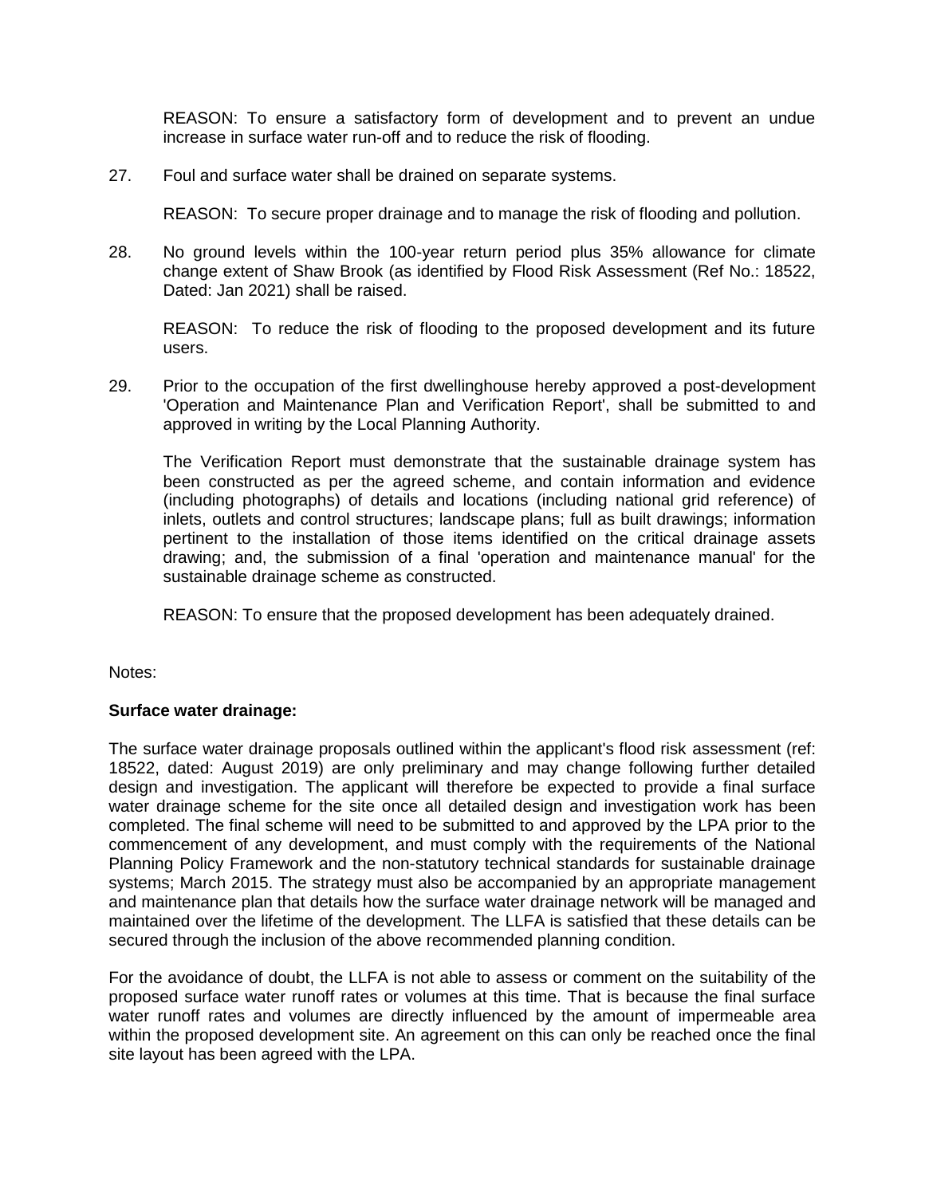REASON: To ensure a satisfactory form of development and to prevent an undue increase in surface water run-off and to reduce the risk of flooding.

27. Foul and surface water shall be drained on separate systems.

    REASON: To secure proper drainage and to manage the risk of flooding and pollution.

28. No ground levels within the 100-year return period plus 35% allowance for climate change extent of Shaw Brook (as identified by Flood Risk Assessment (Ref No.: 18522, Dated: Jan 2021) shall be raised.

    REASON: To reduce the risk of flooding to the proposed development and its future users.

29. Prior to the occupation of the first dwellinghouse hereby approved a post-development 'Operation and Maintenance Plan and Verification Report', shall be submitted to and approved in writing by the Local Planning Authority.

    The Verification Report must demonstrate that the sustainable drainage system has been constructed as per the agreed scheme, and contain information and evidence (including photographs) of details and locations (including national grid reference) of inlets, outlets and control structures; landscape plans; full as built drawings; information pertinent to the installation of those items identified on the critical drainage assets drawing; and, the submission of a final 'operation and maintenance manual' for the sustainable drainage scheme as constructed.

    REASON: To ensure that the proposed development has been adequately drained.

Notes:

**Surface water drainage:**

The surface water drainage proposals outlined within the applicant's flood risk assessment (ref: 18522, dated: August 2019) are only preliminary and may change following further detailed design and investigation. The applicant will therefore be expected to provide a final surface water drainage scheme for the site once all detailed design and investigation work has been completed. The final scheme will need to be submitted to and approved by the LPA prior to the commencement of any development, and must comply with the requirements of the National Planning Policy Framework and the non-statutory technical standards for sustainable drainage systems; March 2015. The strategy must also be accompanied by an appropriate management and maintenance plan that details how the surface water drainage network will be managed and maintained over the lifetime of the development. The LLFA is satisfied that these details can be secured through the inclusion of the above recommended planning condition.

For the avoidance of doubt, the LLFA is not able to assess or comment on the suitability of the proposed surface water runoff rates or volumes at this time. That is because the final surface water runoff rates and volumes are directly influenced by the amount of impermeable area within the proposed development site. An agreement on this can only be reached once the final site layout has been agreed with the LPA.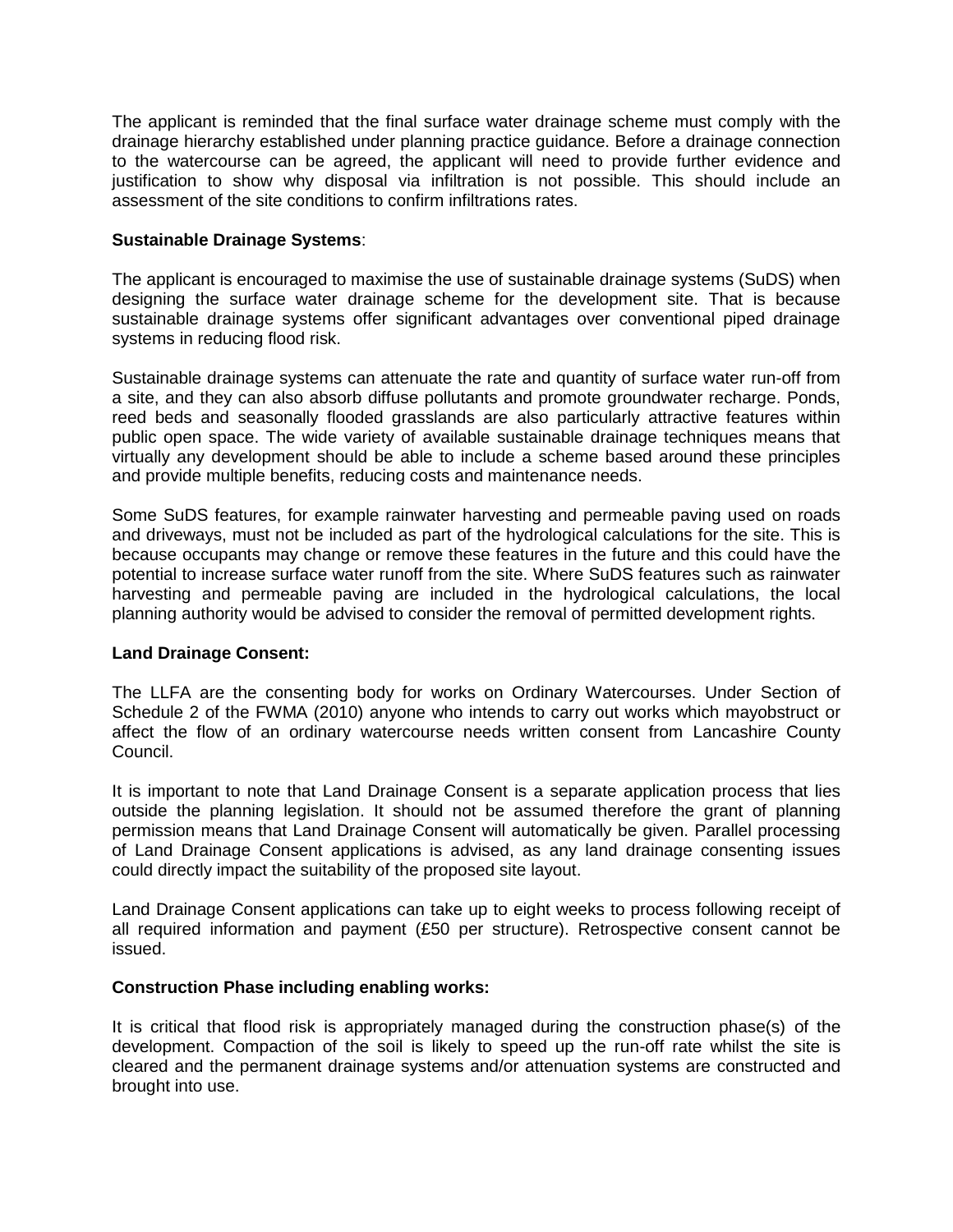The applicant is reminded that the final surface water drainage scheme must comply with the drainage hierarchy established under planning practice guidance. Before a drainage connection to the watercourse can be agreed, the applicant will need to provide further evidence and justification to show why disposal via infiltration is not possible. This should include an assessment of the site conditions to confirm infiltrations rates.

**Sustainable Drainage Systems**:

The applicant is encouraged to maximise the use of sustainable drainage systems (SuDS) when designing the surface water drainage scheme for the development site. That is because sustainable drainage systems offer significant advantages over conventional piped drainage systems in reducing flood risk.

Sustainable drainage systems can attenuate the rate and quantity of surface water run-off from a site, and they can also absorb diffuse pollutants and promote groundwater recharge. Ponds, reed beds and seasonally flooded grasslands are also particularly attractive features within public open space. The wide variety of available sustainable drainage techniques means that virtually any development should be able to include a scheme based around these principles and provide multiple benefits, reducing costs and maintenance needs.

Some SuDS features, for example rainwater harvesting and permeable paving used on roads and driveways, must not be included as part of the hydrological calculations for the site. This is because occupants may change or remove these features in the future and this could have the potential to increase surface water runoff from the site. Where SuDS features such as rainwater harvesting and permeable paving are included in the hydrological calculations, the local planning authority would be advised to consider the removal of permitted development rights.

**Land Drainage Consent:**

The LLFA are the consenting body for works on Ordinary Watercourses. Under Section of Schedule 2 of the FWMA (2010) anyone who intends to carry out works which mayobstruct or affect the flow of an ordinary watercourse needs written consent from Lancashire County Council.

It is important to note that Land Drainage Consent is a separate application process that lies outside the planning legislation. It should not be assumed therefore the grant of planning permission means that Land Drainage Consent will automatically be given. Parallel processing of Land Drainage Consent applications is advised, as any land drainage consenting issues could directly impact the suitability of the proposed site layout.

Land Drainage Consent applications can take up to eight weeks to process following receipt of all required information and payment (£50 per structure). Retrospective consent cannot be issued.

**Construction Phase including enabling works:**

It is critical that flood risk is appropriately managed during the construction phase(s) of the development. Compaction of the soil is likely to speed up the run-off rate whilst the site is cleared and the permanent drainage systems and/or attenuation systems are constructed and brought into use.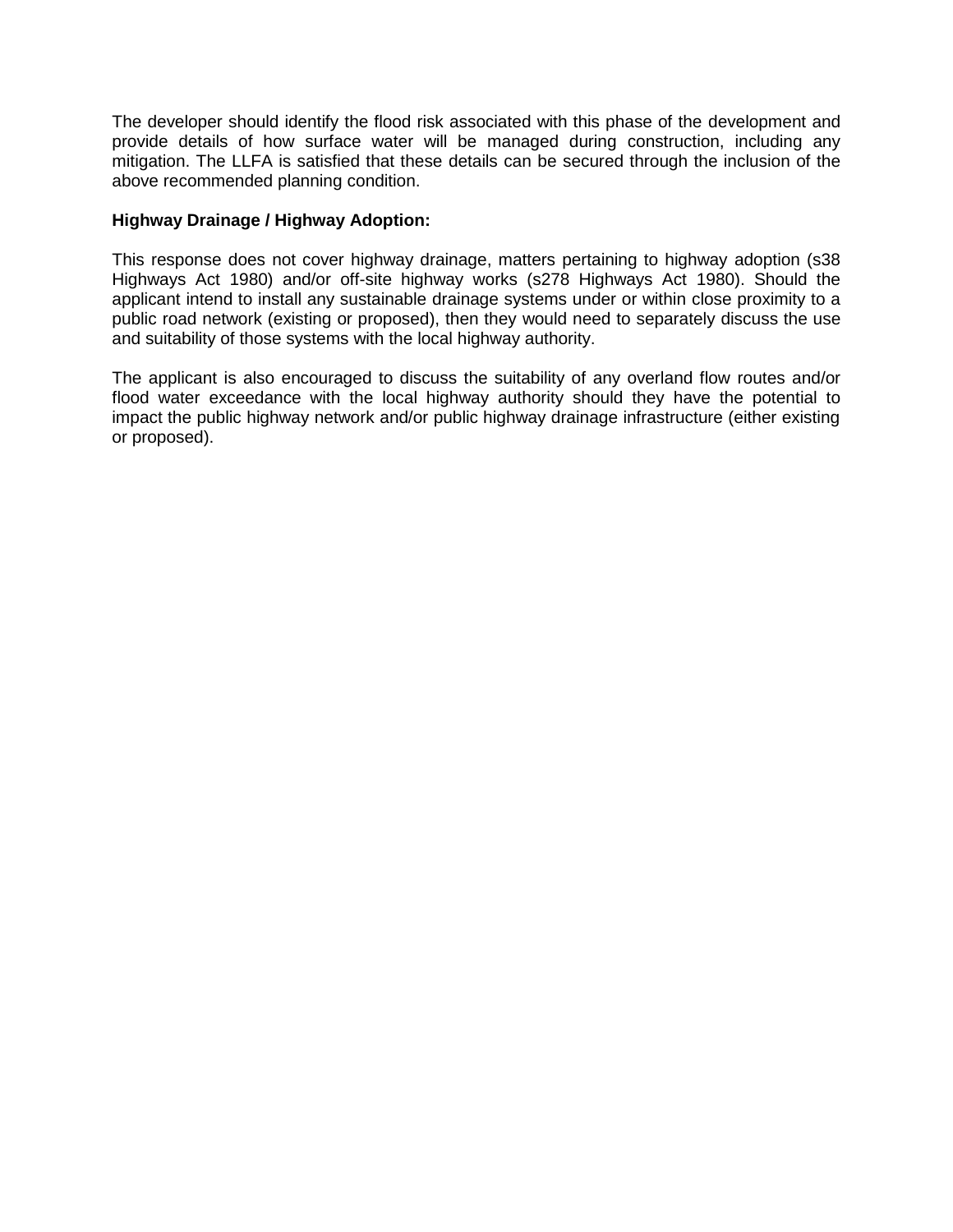The developer should identify the flood risk associated with this phase of the development and provide details of how surface water will be managed during construction, including any mitigation. The LLFA is satisfied that these details can be secured through the inclusion of the above recommended planning condition.

**Highway Drainage / Highway Adoption:**

This response does not cover highway drainage, matters pertaining to highway adoption (s38 Highways Act 1980) and/or off-site highway works (s278 Highways Act 1980). Should the applicant intend to install any sustainable drainage systems under or within close proximity to a public road network (existing or proposed), then they would need to separately discuss the use and suitability of those systems with the local highway authority.

The applicant is also encouraged to discuss the suitability of any overland flow routes and/or flood water exceedance with the local highway authority should they have the potential to impact the public highway network and/or public highway drainage infrastructure (either existing or proposed).